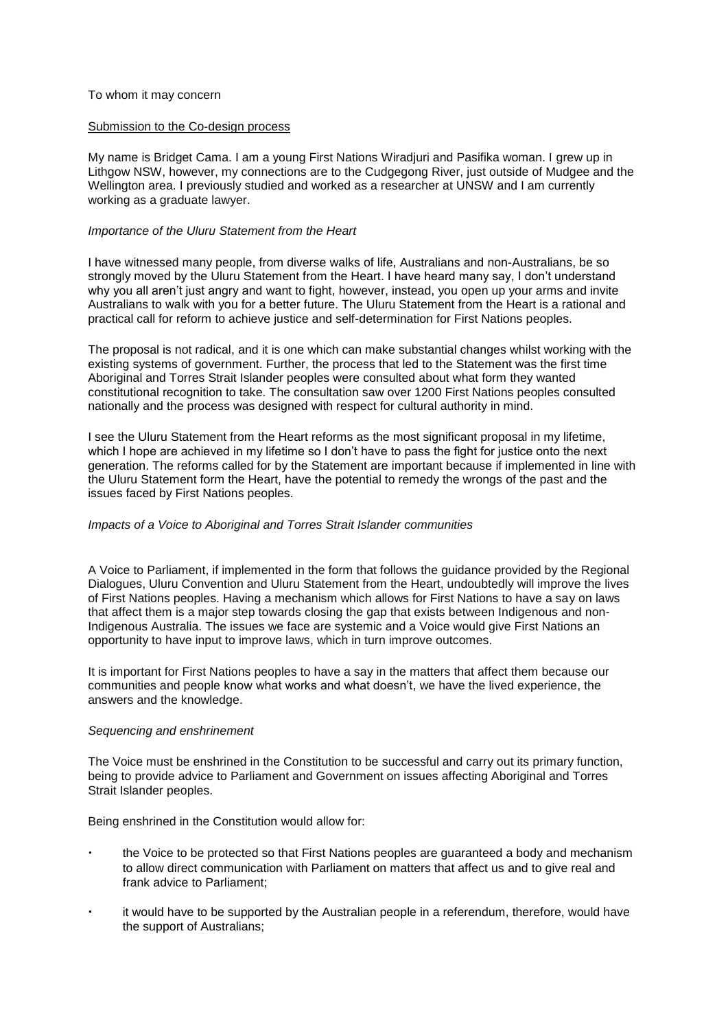To whom it may concern

Submission to the Co-design process

My name is Bridget Cama. I am a young First Nations Wiradjuri and Pasifika woman. I grew up in Lithgow NSW, however, my connections are to the Cudgegong River, just outside of Mudgee and the Wellington area. I previously studied and worked as a researcher at UNSW and I am currently working as a graduate lawyer.

*Importance of the Uluru Statement from the Heart*

I have witnessed many people, from diverse walks of life, Australians and non-Australians, be so strongly moved by the Uluru Statement from the Heart. I have heard many say, I don't understand why you all aren't just angry and want to fight, however, instead, you open up your arms and invite Australians to walk with you for a better future. The Uluru Statement from the Heart is a rational and practical call for reform to achieve justice and self-determination for First Nations peoples.

The proposal is not radical, and it is one which can make substantial changes whilst working with the existing systems of government. Further, the process that led to the Statement was the first time Aboriginal and Torres Strait Islander peoples were consulted about what form they wanted constitutional recognition to take. The consultation saw over 1200 First Nations peoples consulted nationally and the process was designed with respect for cultural authority in mind.

I see the Uluru Statement from the Heart reforms as the most significant proposal in my lifetime, which I hope are achieved in my lifetime so I don't have to pass the fight for justice onto the next generation. The reforms called for by the Statement are important because if implemented in line with the Uluru Statement form the Heart, have the potential to remedy the wrongs of the past and the issues faced by First Nations peoples.

*Impacts of a Voice to Aboriginal and Torres Strait Islander communities*

A Voice to Parliament, if implemented in the form that follows the guidance provided by the Regional Dialogues, Uluru Convention and Uluru Statement from the Heart, undoubtedly will improve the lives of First Nations peoples. Having a mechanism which allows for First Nations to have a say on laws that affect them is a major step towards closing the gap that exists between Indigenous and non-Indigenous Australia. The issues we face are systemic and a Voice would give First Nations an opportunity to have input to improve laws, which in turn improve outcomes.

It is important for First Nations peoples to have a say in the matters that affect them because our communities and people know what works and what doesn't, we have the lived experience, the answers and the knowledge.

*Sequencing and enshrinement*

The Voice must be enshrined in the Constitution to be successful and carry out its primary function, being to provide advice to Parliament and Government on issues affecting Aboriginal and Torres Strait Islander peoples.

Being enshrined in the Constitution would allow for:

- the Voice to be protected so that First Nations peoples are guaranteed a body and mechanism to allow direct communication with Parliament on matters that affect us and to give real and frank advice to Parliament;
- it would have to be supported by the Australian people in a referendum, therefore, would have the support of Australians;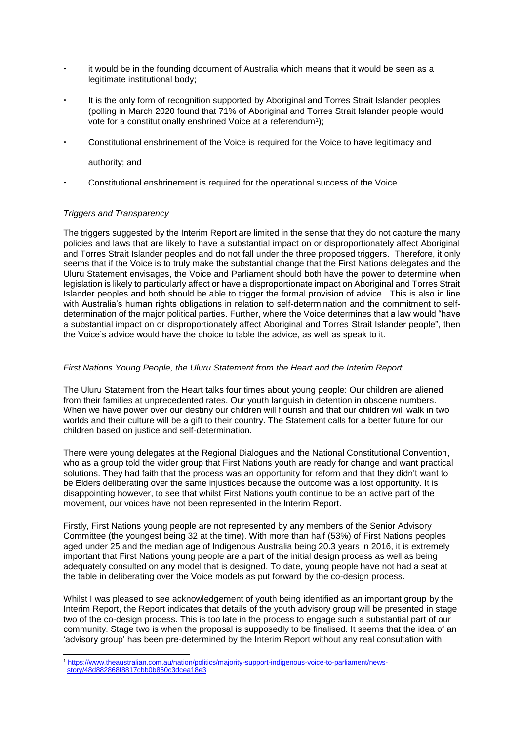- it would be in the founding document of Australia which means that it would be seen as a legitimate institutional body;
- It is the only form of recognition supported by Aboriginal and Torres Strait Islander peoples (polling in March 2020 found that 71% of Aboriginal and Torres Strait Islander people would vote for a constitutionally enshrined Voice at a referendum[1]);
- Constitutional enshrinement of the Voice is required for the Voice to have legitimacy and authority; and
- Constitutional enshrinement is required for the operational success of the Voice.

*Triggers and Transparency*

The triggers suggested by the Interim Report are limited in the sense that they do not capture the many policies and laws that are likely to have a substantial impact on or disproportionately affect Aboriginal and Torres Strait Islander peoples and do not fall under the three proposed triggers. Therefore, it only seems that if the Voice is to truly make the substantial change that the First Nations delegates and the Uluru Statement envisages, the Voice and Parliament should both have the power to determine when legislation is likely to particularly affect or have a disproportionate impact on Aboriginal and Torres Strait Islander peoples and both should be able to trigger the formal provision of advice. This is also in line with Australia's human rights obligations in relation to self-determination and the commitment to self-determination of the major political parties. Further, where the Voice determines that a law would "have a substantial impact on or disproportionately affect Aboriginal and Torres Strait Islander people", then the Voice's advice would have the choice to table the advice, as well as speak to it.

*First Nations Young People, the Uluru Statement from the Heart and the Interim Report*

The Uluru Statement from the Heart talks four times about young people: Our children are aliened from their families at unprecedented rates. Our youth languish in detention in obscene numbers. When we have power over our destiny our children will flourish and that our children will walk in two worlds and their culture will be a gift to their country. The Statement calls for a better future for our children based on justice and self-determination.

There were young delegates at the Regional Dialogues and the National Constitutional Convention, who as a group told the wider group that First Nations youth are ready for change and want practical solutions. They had faith that the process was an opportunity for reform and that they didn't want to be Elders deliberating over the same injustices because the outcome was a lost opportunity. It is disappointing however, to see that whilst First Nations youth continue to be an active part of the movement, our voices have not been represented in the Interim Report.

Firstly, First Nations young people are not represented by any members of the Senior Advisory Committee (the youngest being 32 at the time). With more than half (53%) of First Nations peoples aged under 25 and the median age of Indigenous Australia being 20.3 years in 2016, it is extremely important that First Nations young people are a part of the initial design process as well as being adequately consulted on any model that is designed. To date, young people have not had a seat at the table in deliberating over the Voice models as put forward by the co-design process.

Whilst I was pleased to see acknowledgement of youth being identified as an important group by the Interim Report, the Report indicates that details of the youth advisory group will be presented in stage two of the co-design process. This is too late in the process to engage such a substantial part of our community. Stage two is when the proposal is supposedly to be finalised. It seems that the idea of an 'advisory group' has been pre-determined by the Interim Report without any real consultation with

[1] https://www.theaustralian.com.au/nation/politics/majority-support-indigenous-voice-to-parliament/news-story/48d882868f8817cbb0b860c3dcea18e3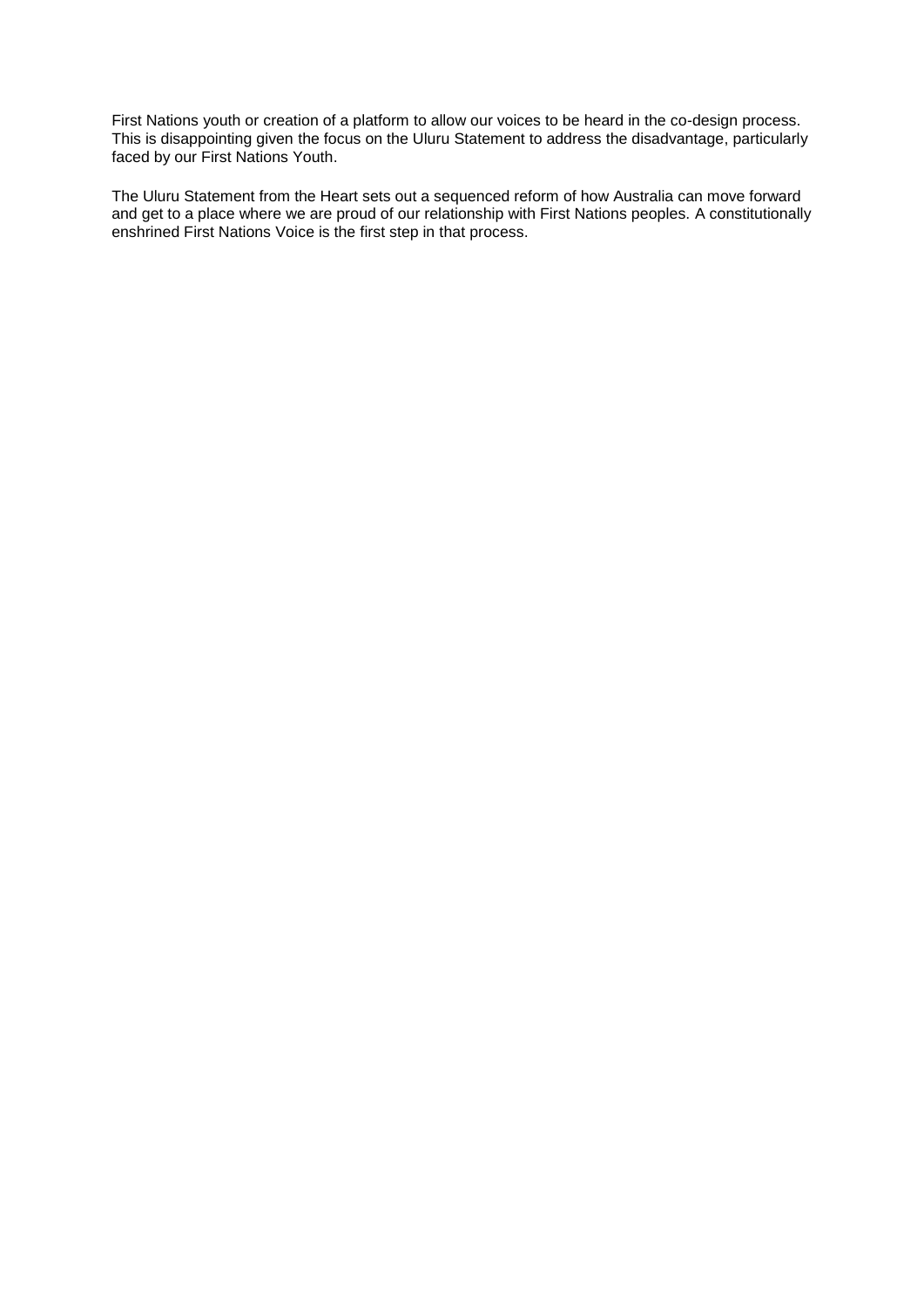First Nations youth or creation of a platform to allow our voices to be heard in the co-design process. This is disappointing given the focus on the Uluru Statement to address the disadvantage, particularly faced by our First Nations Youth.

The Uluru Statement from the Heart sets out a sequenced reform of how Australia can move forward and get to a place where we are proud of our relationship with First Nations peoples. A constitutionally enshrined First Nations Voice is the first step in that process.